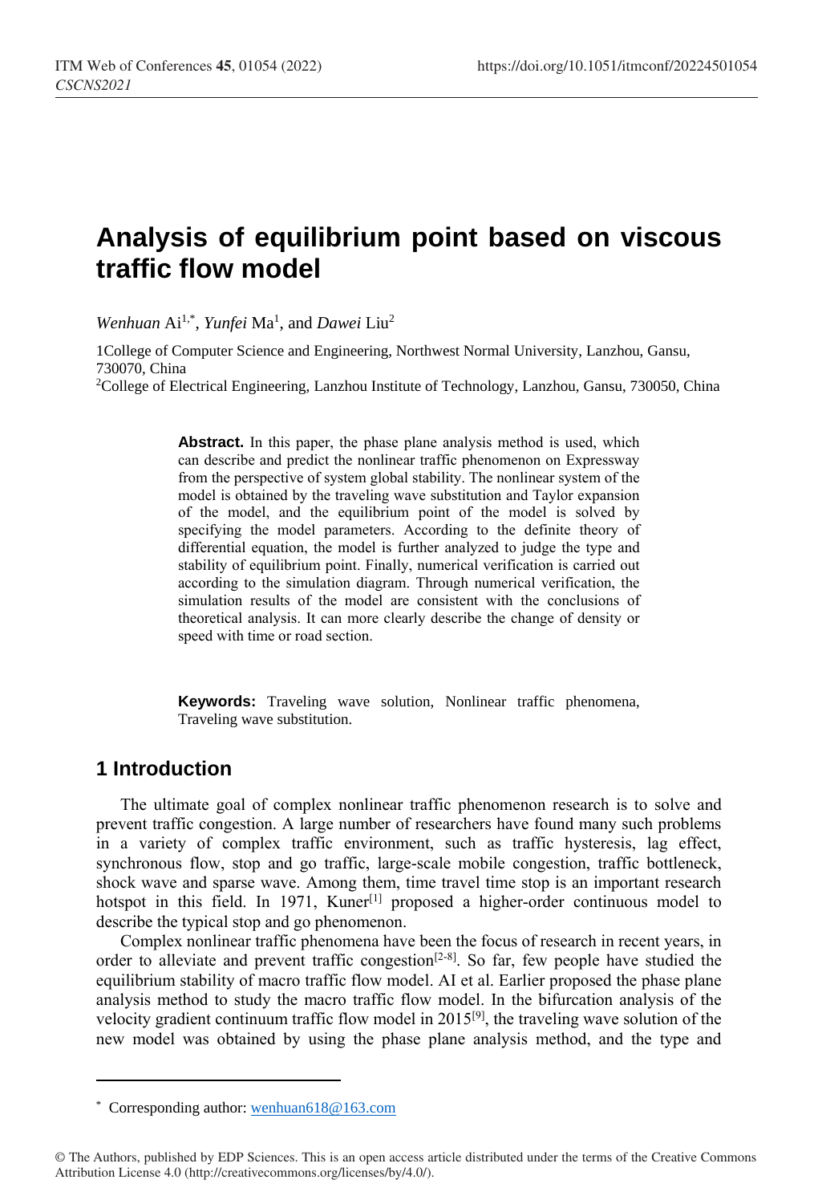# Analysis of equilibrium point based on viscous traffic flow model

*Wenhuan* Ai[1,*], *Yunfei* Ma[1], and *Dawei* Liu[2]

1College of Computer Science and Engineering, Northwest Normal University, Lanzhou, Gansu, 730070, China

[2]College of Electrical Engineering, Lanzhou Institute of Technology, Lanzhou, Gansu, 730050, China

**Abstract.** In this paper, the phase plane analysis method is used, which can describe and predict the nonlinear traffic phenomenon on Expressway from the perspective of system global stability. The nonlinear system of the model is obtained by the traveling wave substitution and Taylor expansion of the model, and the equilibrium point of the model is solved by specifying the model parameters. According to the definite theory of differential equation, the model is further analyzed to judge the type and stability of equilibrium point. Finally, numerical verification is carried out according to the simulation diagram. Through numerical verification, the simulation results of the model are consistent with the conclusions of theoretical analysis. It can more clearly describe the change of density or speed with time or road section.

**Keywords:** Traveling wave solution, Nonlinear traffic phenomena, Traveling wave substitution.

## 1 Introduction

The ultimate goal of complex nonlinear traffic phenomenon research is to solve and prevent traffic congestion. A large number of researchers have found many such problems in a variety of complex traffic environment, such as traffic hysteresis, lag effect, synchronous flow, stop and go traffic, large-scale mobile congestion, traffic bottleneck, shock wave and sparse wave. Among them, time travel time stop is an important research hotspot in this field. In 1971, Kuner[1] proposed a higher-order continuous model to describe the typical stop and go phenomenon.

Complex nonlinear traffic phenomena have been the focus of research in recent years, in order to alleviate and prevent traffic congestion[2-8]. So far, few people have studied the equilibrium stability of macro traffic flow model. AI et al. Earlier proposed the phase plane analysis method to study the macro traffic flow model. In the bifurcation analysis of the velocity gradient continuum traffic flow model in 2015[9], the traveling wave solution of the new model was obtained by using the phase plane analysis method, and the type and

---

* Corresponding author: wenhuan618@163.com

© The Authors, published by EDP Sciences. This is an open access article distributed under the terms of the Creative Commons Attribution License 4.0 (http://creativecommons.org/licenses/by/4.0/).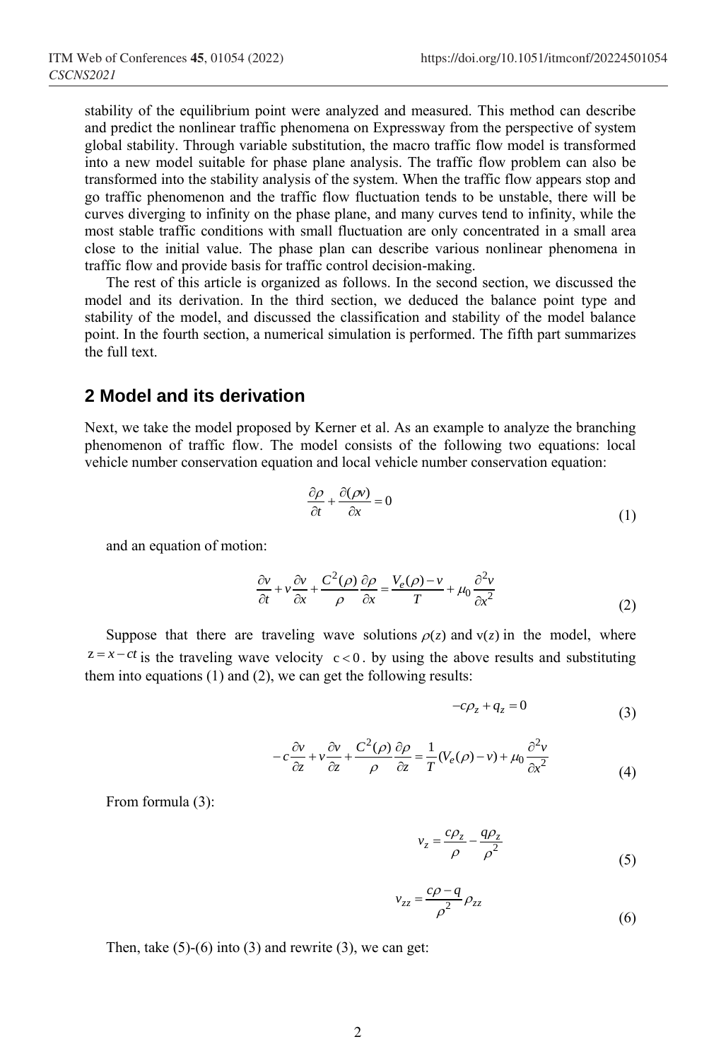stability of the equilibrium point were analyzed and measured. This method can describe and predict the nonlinear traffic phenomena on Expressway from the perspective of system global stability. Through variable substitution, the macro traffic flow model is transformed into a new model suitable for phase plane analysis. The traffic flow problem can also be transformed into the stability analysis of the system. When the traffic flow appears stop and go traffic phenomenon and the traffic flow fluctuation tends to be unstable, there will be curves diverging to infinity on the phase plane, and many curves tend to infinity, while the most stable traffic conditions with small fluctuation are only concentrated in a small area close to the initial value. The phase plan can describe various nonlinear phenomena in traffic flow and provide basis for traffic control decision-making.

The rest of this article is organized as follows. In the second section, we discussed the model and its derivation. In the third section, we deduced the balance point type and stability of the model, and discussed the classification and stability of the model balance point. In the fourth section, a numerical simulation is performed. The fifth part summarizes the full text.

## 2 Model and its derivation

Next, we take the model proposed by Kerner et al. As an example to analyze the branching phenomenon of traffic flow. The model consists of the following two equations: local vehicle number conservation equation and local vehicle number conservation equation:

$$\frac{\partial \rho}{\partial t} + \frac{\partial (\rho v)}{\partial x} = 0 \tag{1}$$

and an equation of motion:

$$\frac{\partial v}{\partial t} + v\frac{\partial v}{\partial x} + \frac{C^2(\rho)}{\rho}\frac{\partial \rho}{\partial x} = \frac{V_e(\rho) - v}{T} + \mu_0 \frac{\partial^2 v}{\partial x^2} \tag{2}$$

Suppose that there are traveling wave solutions $\rho(z)$ and $v(z)$ in the model, where $z = x - ct$ is the traveling wave velocity $c < 0$. by using the above results and substituting them into equations (1) and (2), we can get the following results:

$$-c\rho_z + q_z = 0 \tag{3}$$

$$-c\frac{\partial v}{\partial z} + v\frac{\partial v}{\partial z} + \frac{C^2(\rho)}{\rho}\frac{\partial \rho}{\partial z} = \frac{1}{T}(V_e(\rho) - v) + \mu_0 \frac{\partial^2 v}{\partial x^2} \tag{4}$$

From formula (3):

$$v_z = \frac{c\rho_z}{\rho} - \frac{q\rho_z}{\rho^2} \tag{5}$$

$$v_{zz} = \frac{c\rho - q}{\rho^2}\rho_{zz} \tag{6}$$

Then, take (5)-(6) into (3) and rewrite (3), we can get: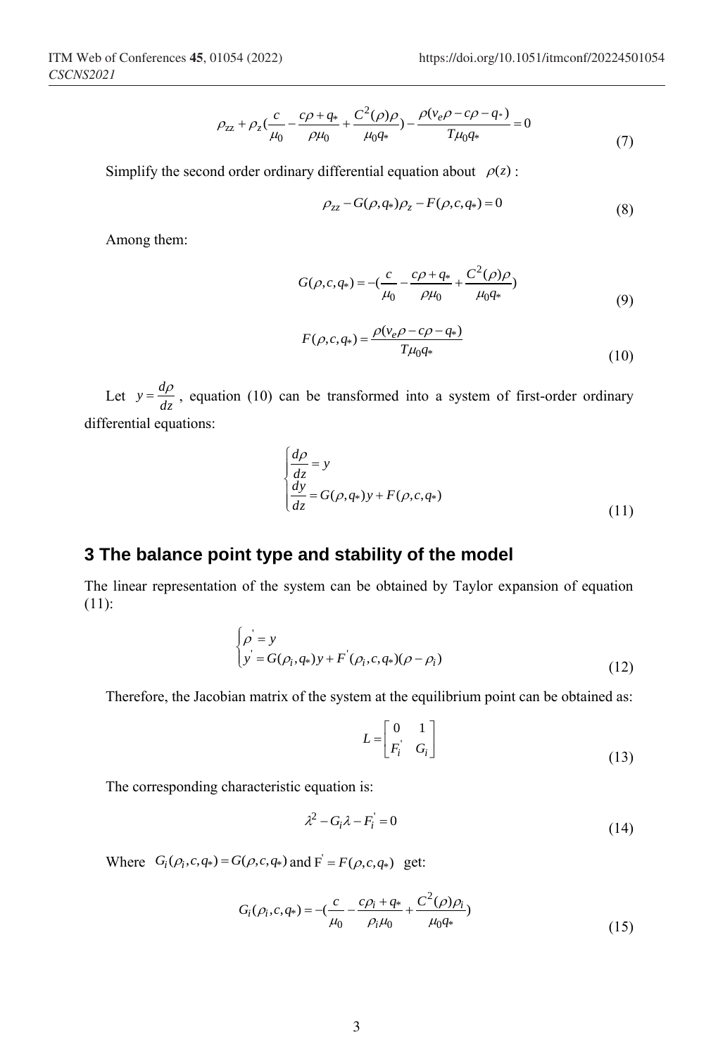$$\rho_{zz} + \rho_z\left(\frac{c}{\mu_0} - \frac{c\rho + q_*}{\rho\mu_0} + \frac{C^2(\rho)\rho}{\mu_0 q_*}\right) - \frac{\rho(v_e\rho - c\rho - q_*)}{T\mu_0 q_*} = 0 \tag{7}$$

Simplify the second order ordinary differential equation about $\rho(z)$:

$$\rho_{zz} - G(\rho, q_*)\rho_z - F(\rho, c, q_*) = 0 \tag{8}$$

Among them:

$$G(\rho, c, q_*) = -\left(\frac{c}{\mu_0} - \frac{c\rho + q_*}{\rho\mu_0} + \frac{C^2(\rho)\rho}{\mu_0 q_*}\right) \tag{9}$$

$$F(\rho, c, q_*) = \frac{\rho(v_e\rho - c\rho - q_*)}{T\mu_0 q_*} \tag{10}$$

Let $y = \frac{d\rho}{dz}$, equation (10) can be transformed into a system of first-order ordinary differential equations:

$$\begin{cases} \dfrac{d\rho}{dz} = y \\ \dfrac{dy}{dz} = G(\rho, q_*)y + F(\rho, c, q_*) \end{cases} \tag{11}$$

## 3 The balance point type and stability of the model

The linear representation of the system can be obtained by Taylor expansion of equation (11):

$$\begin{cases} \rho' = y \\ y' = G(\rho_i, q_*)y + F'(\rho_i, c, q_*)(\rho - \rho_i) \end{cases} \tag{12}$$

Therefore, the Jacobian matrix of the system at the equilibrium point can be obtained as:

$$L = \begin{bmatrix} 0 & 1 \\ F_i' & G_i \end{bmatrix} \tag{13}$$

The corresponding characteristic equation is:

$$\lambda^2 - G_i\lambda - F_i' = 0 \tag{14}$$

Where $G_i(\rho_i, c, q_*) = G(\rho, c, q_*)$ and $F' = F(\rho, c, q_*)$ get:

$$G_i(\rho_i, c, q_*) = -\left(\frac{c}{\mu_0} - \frac{c\rho_i + q_*}{\rho_i\mu_0} + \frac{C^2(\rho)\rho_i}{\mu_0 q_*}\right) \tag{15}$$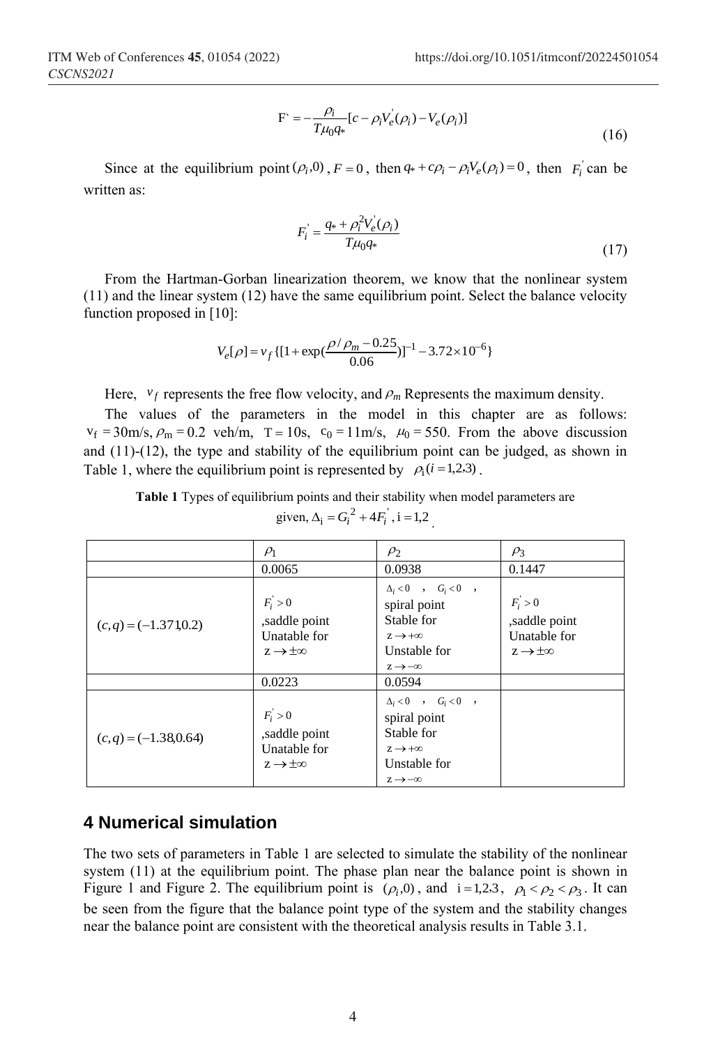$$F` = -\frac{\rho_i}{T\mu_0 q_*}[c - \rho_i V_e^{'}(\rho_i) - V_e(\rho_i)] \tag{16}$$

Since at the equilibrium point $(\rho_i, 0)$, $F = 0$, then $q_* + c\rho_i - \rho_i V_e(\rho_i) = 0$, then $F_i^{'}$ can be written as:

$$F_i^{'} = \frac{q_* + \rho_i^2 V_e^{'}(\rho_i)}{T\mu_0 q_*} \tag{17}$$

From the Hartman-Gorban linearization theorem, we know that the nonlinear system (11) and the linear system (12) have the same equilibrium point. Select the balance velocity function proposed in [10]:

$$V_e[\rho] = v_f\{[1 + \exp(\frac{\rho/\rho_m - 0.25}{0.06})]^{-1} - 3.72\times 10^{-6}\}$$

Here, $v_f$ represents the free flow velocity, and $\rho_m$ Represents the maximum density.

The values of the parameters in the model in this chapter are as follows: $v_f = 30\text{m/s}$, $\rho_m = 0.2$ veh/m, $T = 10\text{s}$, $c_0 = 11\text{m/s}$, $\mu_0 = 550$. From the above discussion and (11)-(12), the type and stability of the equilibrium point can be judged, as shown in Table 1, where the equilibrium point is represented by $\rho_i (i = 1,2,3)$.

**Table 1** Types of equilibrium points and their stability when model parameters are given, $\Delta_i = G_i^2 + 4F_i^{'}$, i = 1,2.

| | $\rho_1$ | $\rho_2$ | $\rho_3$ |
|---|---|---|---|
| | 0.0065 | 0.0938 | 0.1447 |
| $(c,q) = (-1.371, 0.2)$ | $F_i^{'} > 0$ ,saddle point Unatable for $z \to \pm\infty$ | $\Delta_i < 0$ , $G_i < 0$ , spiral point Stable for $z \to +\infty$ Unstable for $z \to -\infty$ | $F_i^{'} > 0$ ,saddle point Unatable for $z \to \pm\infty$ |
| | 0.0223 | 0.0594 | |
| $(c,q) = (-1.38, 0.64)$ | $F_i^{'} > 0$ ,saddle point Unatable for $z \to \pm\infty$ | $\Delta_i < 0$ , $G_i < 0$ , spiral point Stable for $z \to +\infty$ Unstable for $z \to -\infty$ | |

## 4 Numerical simulation

The two sets of parameters in Table 1 are selected to simulate the stability of the nonlinear system (11) at the equilibrium point. The phase plan near the balance point is shown in Figure 1 and Figure 2. The equilibrium point is $(\rho_i, 0)$, and $i = 1,2,3$, $\rho_1 < \rho_2 < \rho_3$. It can be seen from the figure that the balance point type of the system and the stability changes near the balance point are consistent with the theoretical analysis results in Table 3.1.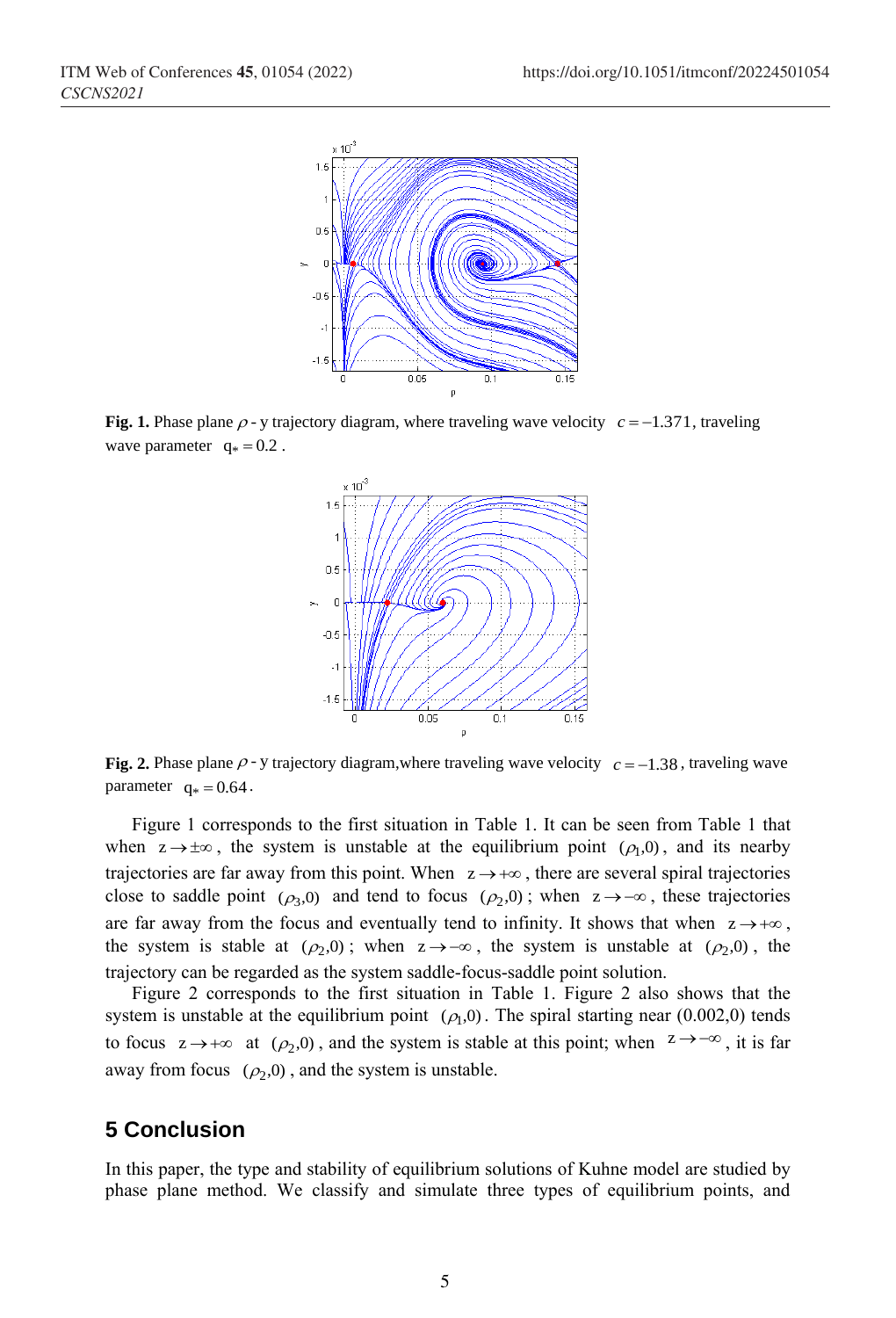**Fig. 1.** Phase plane $\rho$ - y trajectory diagram, where traveling wave velocity $c = -1.371$, traveling wave parameter $q_* = 0.2$ .

**Fig. 2.** Phase plane $\rho$ - y trajectory diagram,where traveling wave velocity $c = -1.38$ , traveling wave parameter $q_* = 0.64$ .

Figure 1 corresponds to the first situation in Table 1. It can be seen from Table 1 that when $z \to \pm\infty$, the system is unstable at the equilibrium point $(\rho_1, 0)$, and its nearby trajectories are far away from this point. When $z \to +\infty$, there are several spiral trajectories close to saddle point $(\rho_3, 0)$ and tend to focus $(\rho_2, 0)$; when $z \to -\infty$, these trajectories are far away from the focus and eventually tend to infinity. It shows that when $z \to +\infty$, the system is stable at $(\rho_2, 0)$; when $z \to -\infty$, the system is unstable at $(\rho_2, 0)$, the trajectory can be regarded as the system saddle-focus-saddle point solution.

Figure 2 corresponds to the first situation in Table 1. Figure 2 also shows that the system is unstable at the equilibrium point $(\rho_1, 0)$. The spiral starting near (0.002,0) tends to focus $z \to +\infty$ at $(\rho_2, 0)$, and the system is stable at this point; when $z \to -\infty$, it is far away from focus $(\rho_2, 0)$, and the system is unstable.

## 5 Conclusion

In this paper, the type and stability of equilibrium solutions of Kuhne model are studied by phase plane method. We classify and simulate three types of equilibrium points, and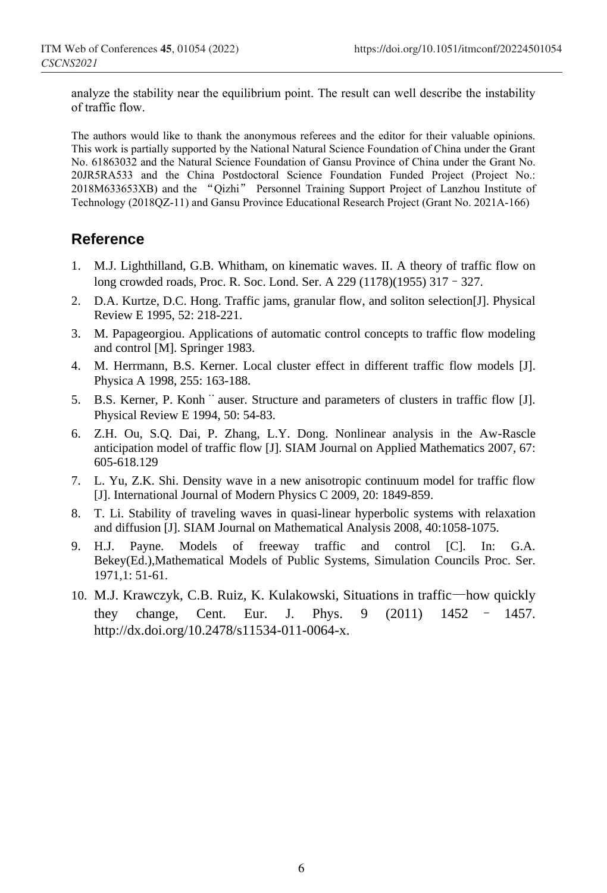analyze the stability near the equilibrium point. The result can well describe the instability of traffic flow.

The authors would like to thank the anonymous referees and the editor for their valuable opinions. This work is partially supported by the National Natural Science Foundation of China under the Grant No. 61863032 and the Natural Science Foundation of Gansu Province of China under the Grant No. 20JR5RA533 and the China Postdoctoral Science Foundation Funded Project (Project No.: 2018M633653XB) and the "Qizhi" Personnel Training Support Project of Lanzhou Institute of Technology (2018QZ-11) and Gansu Province Educational Research Project (Grant No. 2021A-166)

## Reference

1. M.J. Lighthilland, G.B. Whitham, on kinematic waves. II. A theory of traffic flow on long crowded roads, Proc. R. Soc. Lond. Ser. A 229 (1178)(1955) 317–327.
2. D.A. Kurtze, D.C. Hong. Traffic jams, granular flow, and soliton selection[J]. Physical Review E 1995, 52: 218-221.
3. M. Papageorgiou. Applications of automatic control concepts to traffic flow modeling and control [M]. Springer 1983.
4. M. Herrmann, B.S. Kerner. Local cluster effect in different traffic flow models [J]. Physica A 1998, 255: 163-188.
5. B.S. Kerner, P. Konh¨auser. Structure and parameters of clusters in traffic flow [J]. Physical Review E 1994, 50: 54-83.
6. Z.H. Ou, S.Q. Dai, P. Zhang, L.Y. Dong. Nonlinear analysis in the Aw-Rascle anticipation model of traffic flow [J]. SIAM Journal on Applied Mathematics 2007, 67: 605-618.129
7. L. Yu, Z.K. Shi. Density wave in a new anisotropic continuum model for traffic flow [J]. International Journal of Modern Physics C 2009, 20: 1849-859.
8. T. Li. Stability of traveling waves in quasi-linear hyperbolic systems with relaxation and diffusion [J]. SIAM Journal on Mathematical Analysis 2008, 40:1058-1075.
9. H.J. Payne. Models of freeway traffic and control [C]. In: G.A. Bekey(Ed.),Mathematical Models of Public Systems, Simulation Councils Proc. Ser. 1971,1: 51-61.
10. M.J. Krawczyk, C.B. Ruiz, K. Kulakowski, Situations in traffic—how quickly they change, Cent. Eur. J. Phys. 9 (2011) 1452–1457. http://dx.doi.org/10.2478/s11534-011-0064-x.